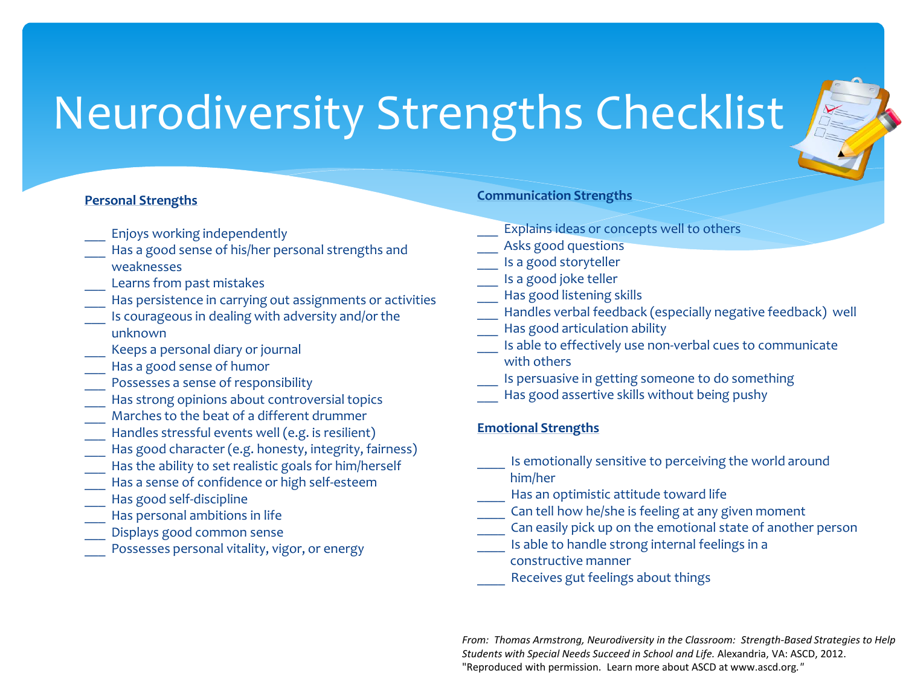# Neurodiversity Strengths Checklist

**Personal Strengths**

___ Enjoys working independently
___ Has a good sense of his/her personal strengths and weaknesses
___ Learns from past mistakes
___ Has persistence in carrying out assignments or activities
___ Is courageous in dealing with adversity and/or the unknown
___ Keeps a personal diary or journal
___ Has a good sense of humor
___ Possesses a sense of responsibility
___ Has strong opinions about controversial topics
___ Marches to the beat of a different drummer
___ Handles stressful events well (e.g. is resilient)
___ Has good character (e.g. honesty, integrity, fairness)
___ Has the ability to set realistic goals for him/herself
___ Has a sense of confidence or high self-esteem
___ Has good self-discipline
___ Has personal ambitions in life
___ Displays good common sense
___ Possesses personal vitality, vigor, or energy

**Communication Strengths**

___ Explains ideas or concepts well to others
___ Asks good questions
___ Is a good storyteller
___ Is a good joke teller
___ Has good listening skills
___ Handles verbal feedback (especially negative feedback) well
___ Has good articulation ability
___ Is able to effectively use non-verbal cues to communicate with others
___ Is persuasive in getting someone to do something
___ Has good assertive skills without being pushy

**Emotional Strengths**

____ Is emotionally sensitive to perceiving the world around him/her
____ Has an optimistic attitude toward life
____ Can tell how he/she is feeling at any given moment
____ Can easily pick up on the emotional state of another person
____ Is able to handle strong internal feelings in a constructive manner
____ Receives gut feelings about things

*From: Thomas Armstrong, Neurodiversity in the Classroom: Strength-Based Strategies to Help Students with Special Needs Succeed in School and Life.* Alexandria, VA: ASCD, 2012. "Reproduced with permission. Learn more about ASCD at www.ascd.org."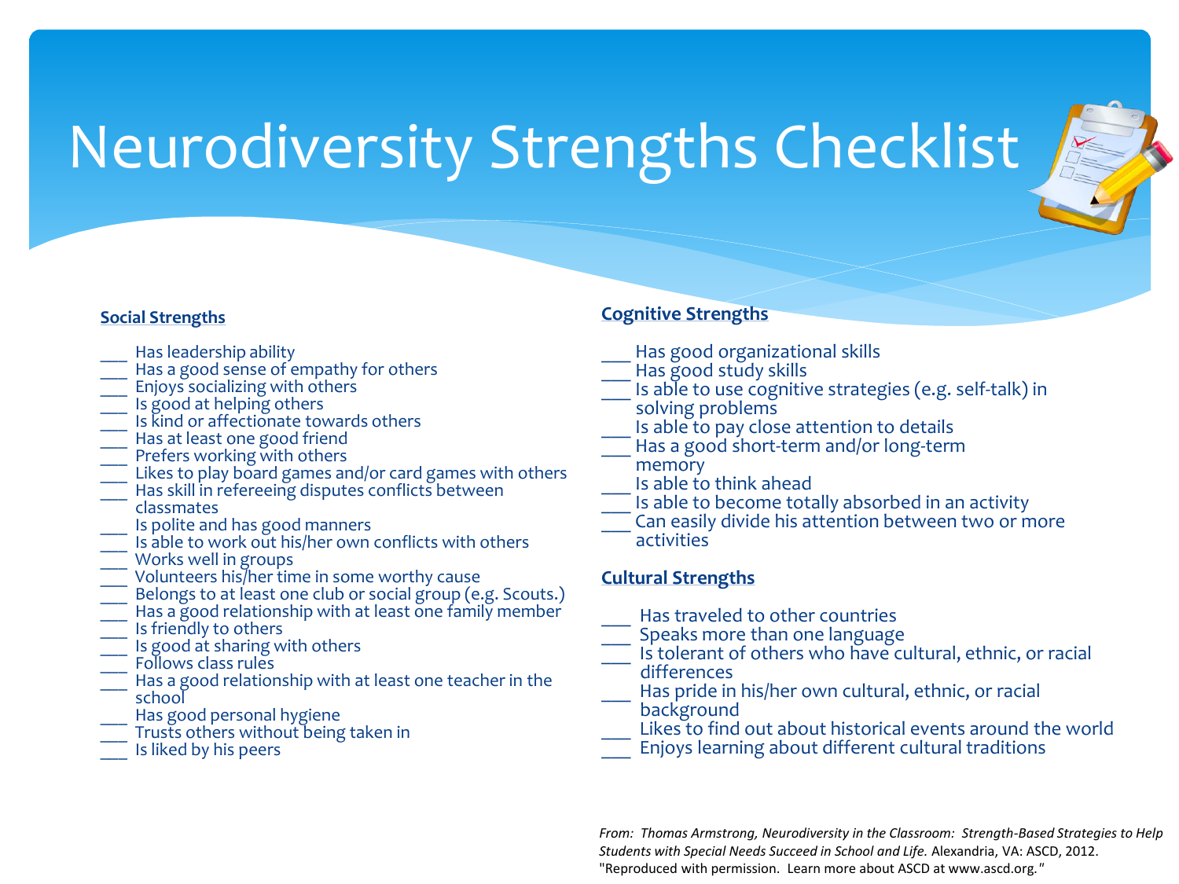# Neurodiversity Strengths Checklist

**Social Strengths**

___ Has leadership ability
___ Has a good sense of empathy for others
___ Enjoys socializing with others
___ Is good at helping others
___ Is kind or affectionate towards others
___ Has at least one good friend
___ Prefers working with others
___ Likes to play board games and/or card games with others
___ Has skill in refereeing disputes conflicts between classmates
___ Is polite and has good manners
___ Is able to work out his/her own conflicts with others
___ Works well in groups
___ Volunteers his/her time in some worthy cause
___ Belongs to at least one club or social group (e.g. Scouts.)
___ Has a good relationship with at least one family member
___ Is friendly to others
___ Is good at sharing with others
___ Follows class rules
___ Has a good relationship with at least one teacher in the school
___ Has good personal hygiene
___ Trusts others without being taken in
___ Is liked by his peers

**Cognitive Strengths**

___ Has good organizational skills
___ Has good study skills
___ Is able to use cognitive strategies (e.g. self-talk) in solving problems
___ Is able to pay close attention to details
___ Has a good short-term and/or long-term memory
___ Is able to think ahead
___ Is able to become totally absorbed in an activity
___ Can easily divide his attention between two or more activities

**Cultural Strengths**

___ Has traveled to other countries
___ Speaks more than one language
___ Is tolerant of others who have cultural, ethnic, or racial differences
___ Has pride in his/her own cultural, ethnic, or racial background
___ Likes to find out about historical events around the world
___ Enjoys learning about different cultural traditions

*From: Thomas Armstrong, Neurodiversity in the Classroom: Strength-Based Strategies to Help Students with Special Needs Succeed in School and Life.* Alexandria, VA: ASCD, 2012. "Reproduced with permission. Learn more about ASCD at www.ascd.org."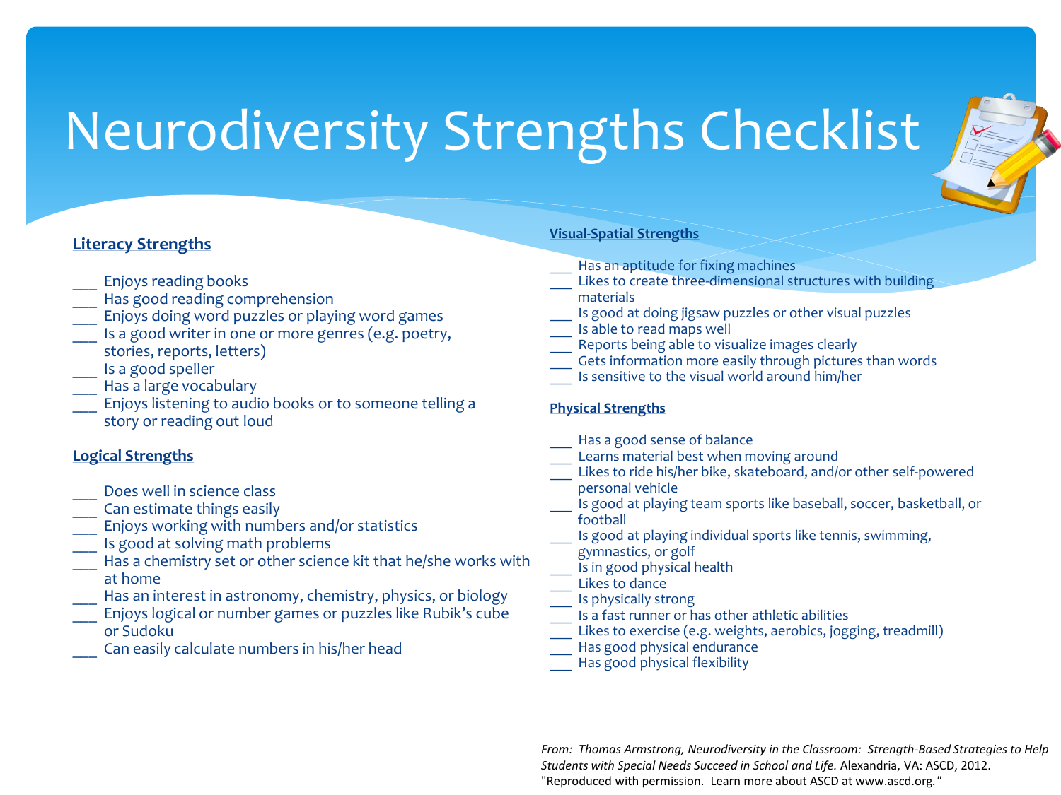# Neurodiversity Strengths Checklist

### Literacy Strengths

- ___ Enjoys reading books
- ___ Has good reading comprehension
- ___ Enjoys doing word puzzles or playing word games
- ___ Is a good writer in one or more genres (e.g. poetry, stories, reports, letters)
- ___ Is a good speller
- ___ Has a large vocabulary
- ___ Enjoys listening to audio books or to someone telling a story or reading out loud

### Logical Strengths

- ___ Does well in science class
- ___ Can estimate things easily
- ___ Enjoys working with numbers and/or statistics
- ___ Is good at solving math problems
- ___ Has a chemistry set or other science kit that he/she works with at home
- ___ Has an interest in astronomy, chemistry, physics, or biology
- ___ Enjoys logical or number games or puzzles like Rubik's cube or Sudoku
- ___ Can easily calculate numbers in his/her head

### Visual-Spatial Strengths

- ___ Has an aptitude for fixing machines
- ___ Likes to create three-dimensional structures with building materials
- ___ Is good at doing jigsaw puzzles or other visual puzzles
- ___ Is able to read maps well
- ___ Reports being able to visualize images clearly
- ___ Gets information more easily through pictures than words
- ___ Is sensitive to the visual world around him/her

### Physical Strengths

- ___ Has a good sense of balance
- ___ Learns material best when moving around
- ___ Likes to ride his/her bike, skateboard, and/or other self-powered personal vehicle
- ___ Is good at playing team sports like baseball, soccer, basketball, or football
- ___ Is good at playing individual sports like tennis, swimming, gymnastics, or golf
- ___ Is in good physical health
- ___ Likes to dance
- ___ Is physically strong
- ___ Is a fast runner or has other athletic abilities
- ___ Likes to exercise (e.g. weights, aerobics, jogging, treadmill)
- ___ Has good physical endurance
- ___ Has good physical flexibility

*From: Thomas Armstrong, Neurodiversity in the Classroom: Strength-Based Strategies to Help Students with Special Needs Succeed in School and Life.* Alexandria, VA: ASCD, 2012. "Reproduced with permission. Learn more about ASCD at www.ascd.org."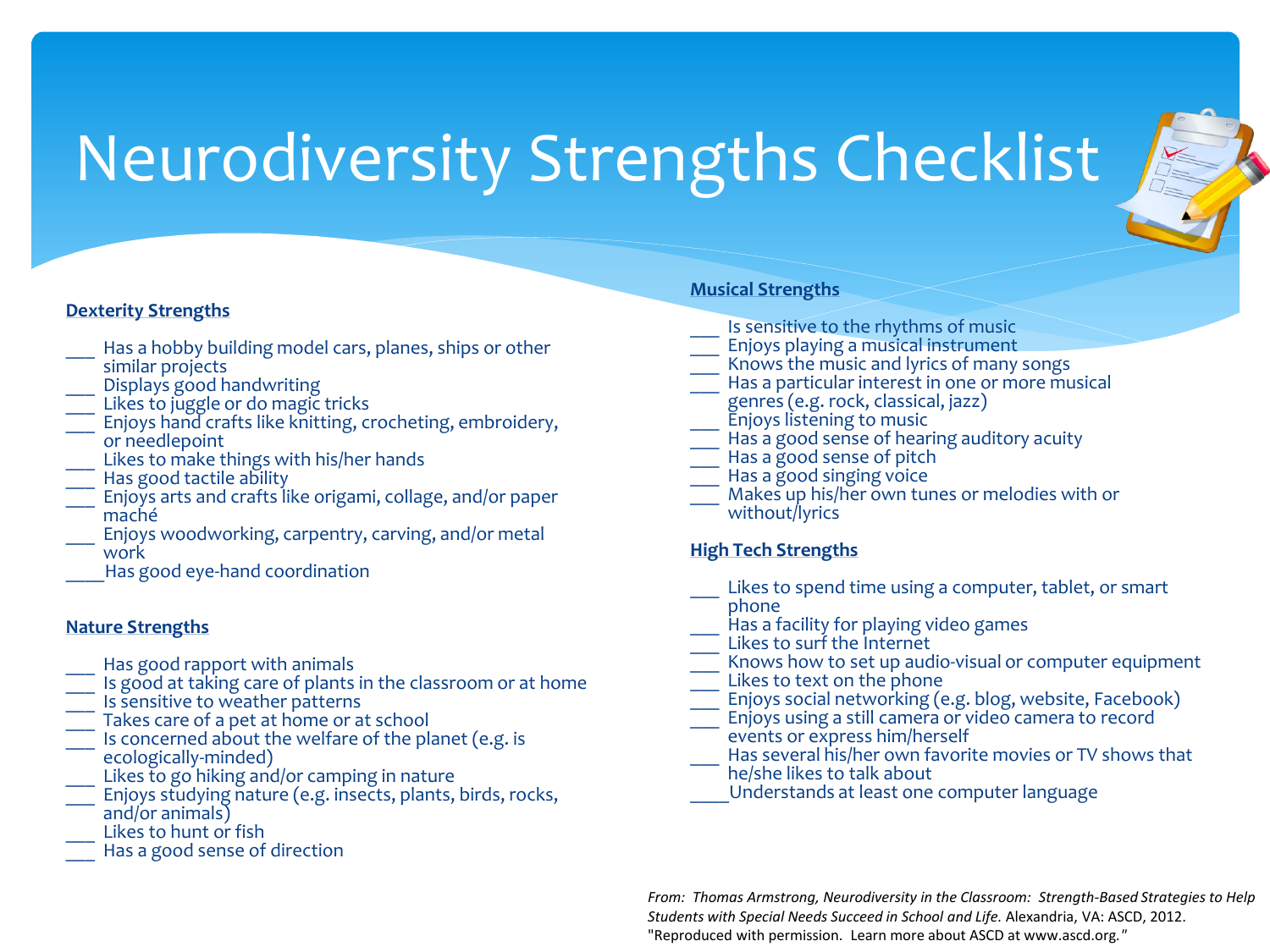# Neurodiversity Strengths Checklist

**Dexterity Strengths**

___ Has a hobby building model cars, planes, ships or other similar projects
___ Displays good handwriting
___ Likes to juggle or do magic tricks
___ Enjoys hand crafts like knitting, crocheting, embroidery, or needlepoint
___ Likes to make things with his/her hands
___ Has good tactile ability
___ Enjoys arts and crafts like origami, collage, and/or paper maché
___ Enjoys woodworking, carpentry, carving, and/or metal work
____Has good eye-hand coordination

**Nature Strengths**

___ Has good rapport with animals
___ Is good at taking care of plants in the classroom or at home
___ Is sensitive to weather patterns
___ Takes care of a pet at home or at school
___ Is concerned about the welfare of the planet (e.g. is ecologically-minded)
___ Likes to go hiking and/or camping in nature
___ Enjoys studying nature (e.g. insects, plants, birds, rocks, and/or animals)
___ Likes to hunt or fish
___ Has a good sense of direction

**Musical Strengths**

___ Is sensitive to the rhythms of music
___ Enjoys playing a musical instrument
___ Knows the music and lyrics of many songs
___ Has a particular interest in one or more musical genres (e.g. rock, classical, jazz)
___ Enjoys listening to music
___ Has a good sense of hearing auditory acuity
___ Has a good sense of pitch
___ Has a good singing voice
___ Makes up his/her own tunes or melodies with or without/lyrics

**High Tech Strengths**

___ Likes to spend time using a computer, tablet, or smart phone
___ Has a facility for playing video games
___ Likes to surf the Internet
___ Knows how to set up audio-visual or computer equipment
___ Likes to text on the phone
___ Enjoys social networking (e.g. blog, website, Facebook)
___ Enjoys using a still camera or video camera to record events or express him/herself
___ Has several his/her own favorite movies or TV shows that he/she likes to talk about
____Understands at least one computer language

*From: Thomas Armstrong, Neurodiversity in the Classroom: Strength-Based Strategies to Help Students with Special Needs Succeed in School and Life.* Alexandria, VA: ASCD, 2012. "Reproduced with permission. Learn more about ASCD at www.ascd.org."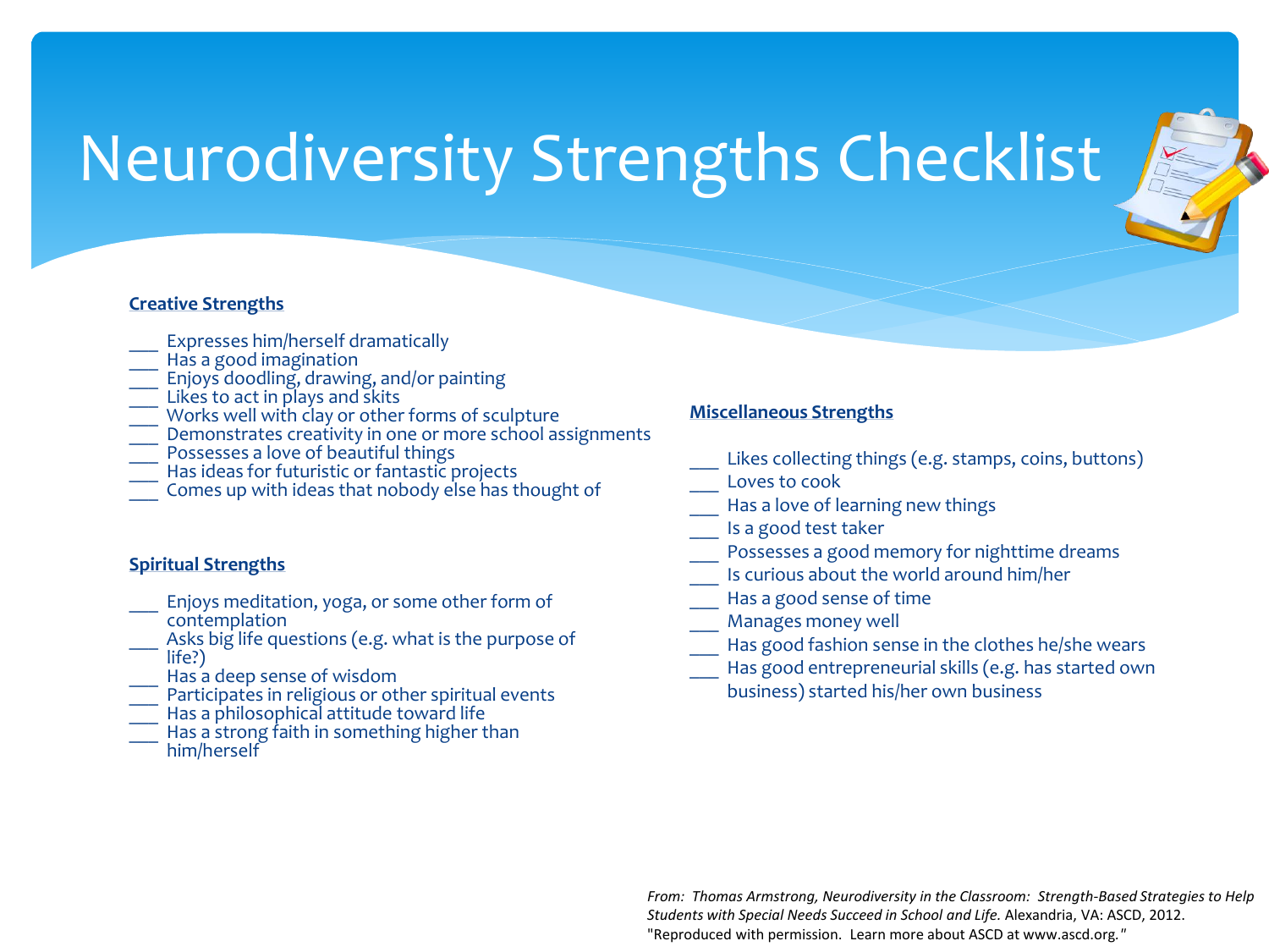# Neurodiversity Strengths Checklist

**Creative Strengths**

___ Expresses him/herself dramatically
___ Has a good imagination
___ Enjoys doodling, drawing, and/or painting
___ Likes to act in plays and skits
___ Works well with clay or other forms of sculpture
___ Demonstrates creativity in one or more school assignments
___ Possesses a love of beautiful things
___ Has ideas for futuristic or fantastic projects
___ Comes up with ideas that nobody else has thought of

**Spiritual Strengths**

___ Enjoys meditation, yoga, or some other form of contemplation
___ Asks big life questions (e.g. what is the purpose of life?)
___ Has a deep sense of wisdom
___ Participates in religious or other spiritual events
___ Has a philosophical attitude toward life
___ Has a strong faith in something higher than him/herself

**Miscellaneous Strengths**

___ Likes collecting things (e.g. stamps, coins, buttons)
___ Loves to cook
___ Has a love of learning new things
___ Is a good test taker
___ Possesses a good memory for nighttime dreams
___ Is curious about the world around him/her
___ Has a good sense of time
___ Manages money well
___ Has good fashion sense in the clothes he/she wears
___ Has good entrepreneurial skills (e.g. has started own business) started his/her own business

*From: Thomas Armstrong, Neurodiversity in the Classroom: Strength-Based Strategies to Help Students with Special Needs Succeed in School and Life.* Alexandria, VA: ASCD, 2012. "Reproduced with permission. Learn more about ASCD at www.ascd.org."